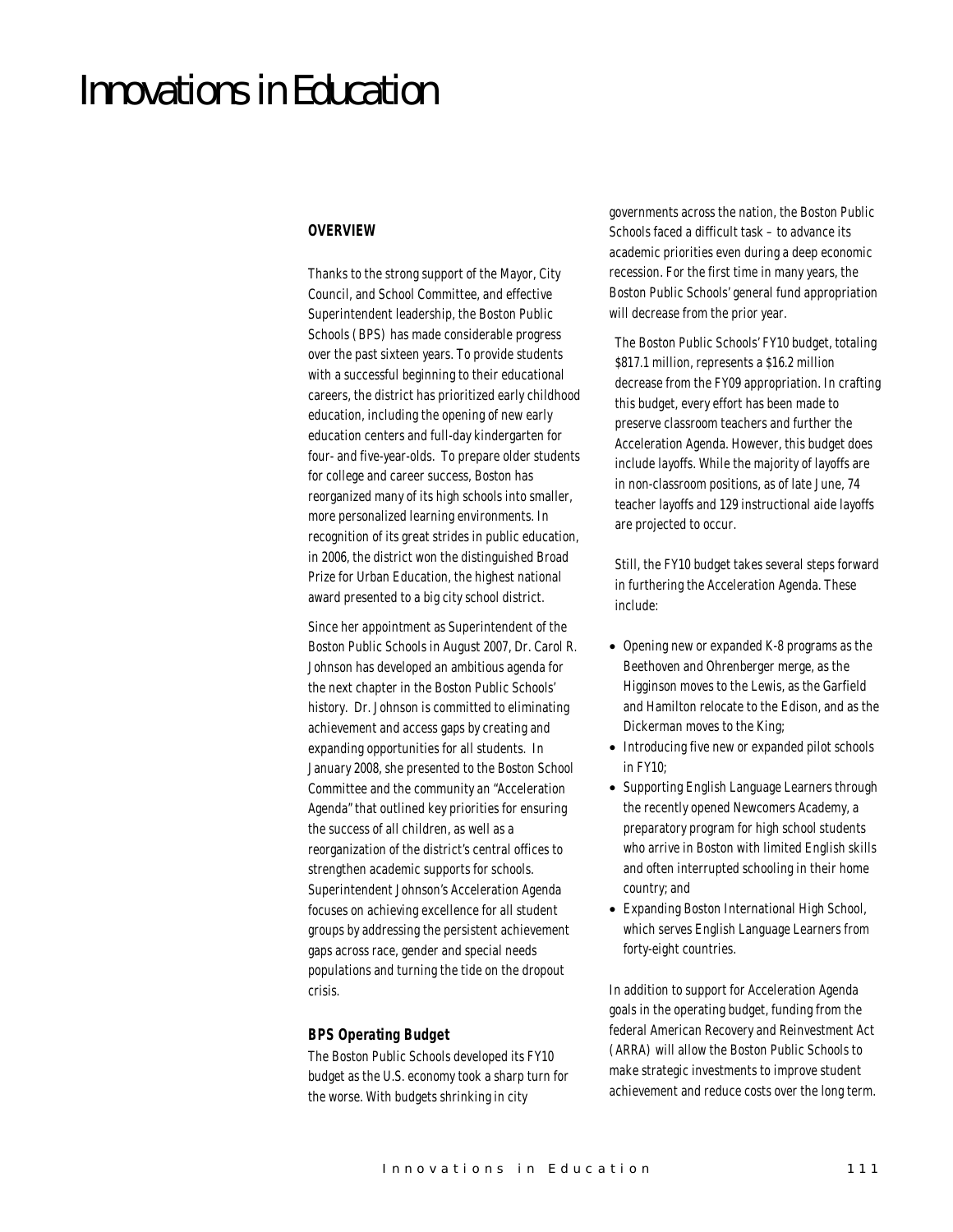# Innovations in Education

### OVERVIEW

Thanks to the strong support of the Mayor, City Council, and School Committee, and effective Superintendent leadership, the Boston Public Schools (BPS) has made considerable progress over the past sixteen years. To provide students with a successful beginning to their educational careers, the district has prioritized early childhood education, including the opening of new early education centers and full-day kindergarten for four- and five-year-olds. To prepare older students for college and career success, Boston has reorganized many of its high schools into smaller, more personalized learning environments. In recognition of its great strides in public education, in 2006, the district won the distinguished Broad Prize for Urban Education, the highest national award presented to a big city school district.

Since her appointment as Superintendent of the Boston Public Schools in August 2007, Dr. Carol R. Johnson has developed an ambitious agenda for the next chapter in the Boston Public Schools' history. Dr. Johnson is committed to eliminating achievement and access gaps by creating and expanding opportunities for all students. In January 2008, she presented to the Boston School Committee and the community an "Acceleration Agenda" that outlined key priorities for ensuring the success of all children, as well as a reorganization of the district's central offices to strengthen academic supports for schools. Superintendent Johnson's Acceleration Agenda focuses on achieving excellence for all student groups by addressing the persistent achievement gaps across race, gender and special needs populations and turning the tide on the dropout crisis.

### BPS Operating Budget

The Boston Public Schools developed its FY10 budget as the U.S. economy took a sharp turn for the worse. With budgets shrinking in city governments across the nation, the Boston Public Schools faced a difficult task – to advance its academic priorities even during a deep economic recession. For the first time in many years, the Boston Public Schools' general fund appropriation will decrease from the prior year.

The Boston Public Schools' FY10 budget, totaling $817.1 million, represents a $16.2 million decrease from the FY09 appropriation. In crafting this budget, every effort has been made to preserve classroom teachers and further the Acceleration Agenda. However, this budget does include layoffs. While the majority of layoffs are in non-classroom positions, as of late June, 74 teacher layoffs and 129 instructional aide layoffs are projected to occur.

Still, the FY10 budget takes several steps forward in furthering the Acceleration Agenda. These include:

- Opening new or expanded K-8 programs as the Beethoven and Ohrenberger merge, as the Higginson moves to the Lewis, as the Garfield and Hamilton relocate to the Edison, and as the Dickerman moves to the King;
- Introducing five new or expanded pilot schools in FY10;
- Supporting English Language Learners through the recently opened Newcomers Academy, a preparatory program for high school students who arrive in Boston with limited English skills and often interrupted schooling in their home country; and
- Expanding Boston International High School, which serves English Language Learners from forty-eight countries.

In addition to support for Acceleration Agenda goals in the operating budget, funding from the federal American Recovery and Reinvestment Act (ARRA) will allow the Boston Public Schools to make strategic investments to improve student achievement and reduce costs over the long term.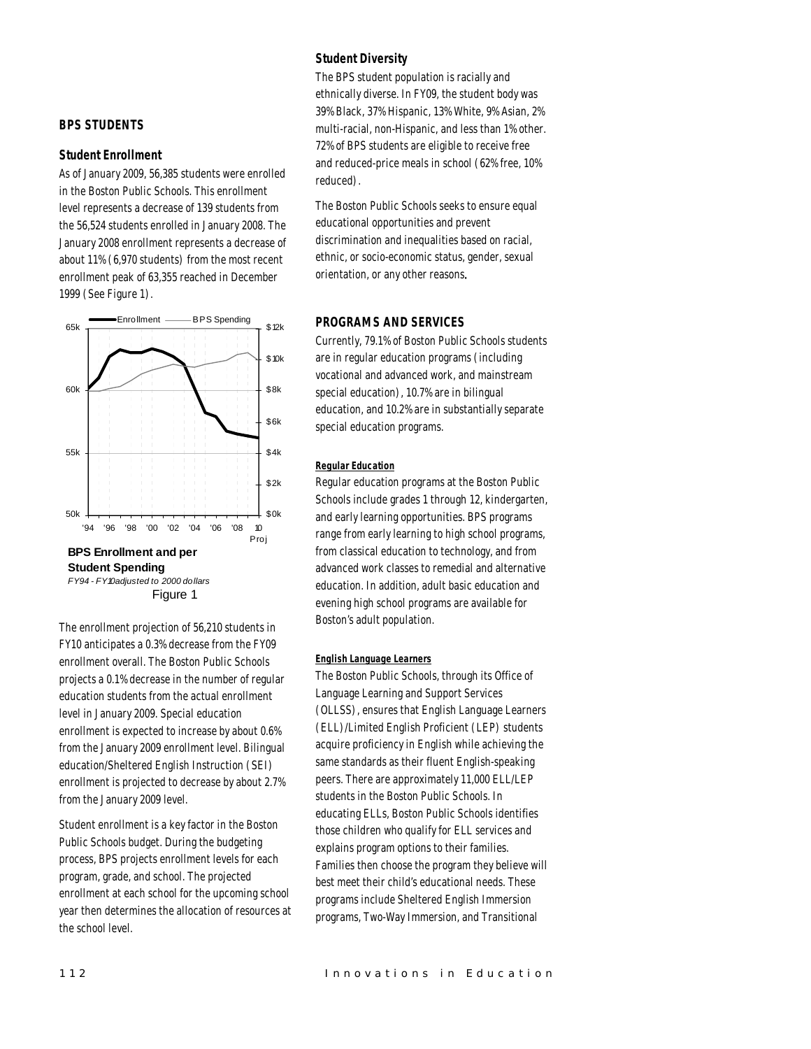## BPS STUDENTS

### Student Enrollment

As of January 2009, 56,385 students were enrolled in the Boston Public Schools. This enrollment level represents a decrease of 139 students from the 56,524 students enrolled in January 2008. The January 2008 enrollment represents a decrease of about 11% (6,970 students) from the most recent enrollment peak of 63,355 reached in December 1999 (See Figure 1).

**BPS Enrollment and per Student Spending**
*FY94 - FY10 adjusted to 2000 dollars*
Figure 1

The enrollment projection of 56,210 students in FY10 anticipates a 0.3% decrease from the FY09 enrollment overall. The Boston Public Schools projects a 0.1% decrease in the number of regular education students from the actual enrollment level in January 2009. Special education enrollment is expected to increase by about 0.6% from the January 2009 enrollment level. Bilingual education/Sheltered English Instruction (SEI) enrollment is projected to decrease by about 2.7% from the January 2009 level.

Student enrollment is a key factor in the Boston Public Schools budget. During the budgeting process, BPS projects enrollment levels for each program, grade, and school. The projected enrollment at each school for the upcoming school year then determines the allocation of resources at the school level.

### Student Diversity

The BPS student population is racially and ethnically diverse. In FY09, the student body was 39% Black, 37% Hispanic, 13% White, 9% Asian, 2% multi-racial, non-Hispanic, and less than 1% other. 72% of BPS students are eligible to receive free and reduced-price meals in school (62% free, 10% reduced).

The Boston Public Schools seeks to ensure equal educational opportunities and prevent discrimination and inequalities based on racial, ethnic, or socio-economic status, gender, sexual orientation, or any other reasons.

## PROGRAMS AND SERVICES

Currently, 79.1% of Boston Public Schools students are in regular education programs (including vocational and advanced work, and mainstream special education), 10.7% are in bilingual education, and 10.2% are in substantially separate special education programs.

#### Regular Education

Regular education programs at the Boston Public Schools include grades 1 through 12, kindergarten, and early learning opportunities. BPS programs range from early learning to high school programs, from classical education to technology, and from advanced work classes to remedial and alternative education. In addition, adult basic education and evening high school programs are available for Boston's adult population.

#### English Language Learners

The Boston Public Schools, through its Office of Language Learning and Support Services (OLLSS), ensures that English Language Learners (ELL)/Limited English Proficient (LEP) students acquire proficiency in English while achieving the same standards as their fluent English-speaking peers. There are approximately 11,000 ELL/LEP students in the Boston Public Schools. In educating ELLs, Boston Public Schools identifies those children who qualify for ELL services and explains program options to their families. Families then choose the program they believe will best meet their child's educational needs. These programs include Sheltered English Immersion programs, Two-Way Immersion, and Transitional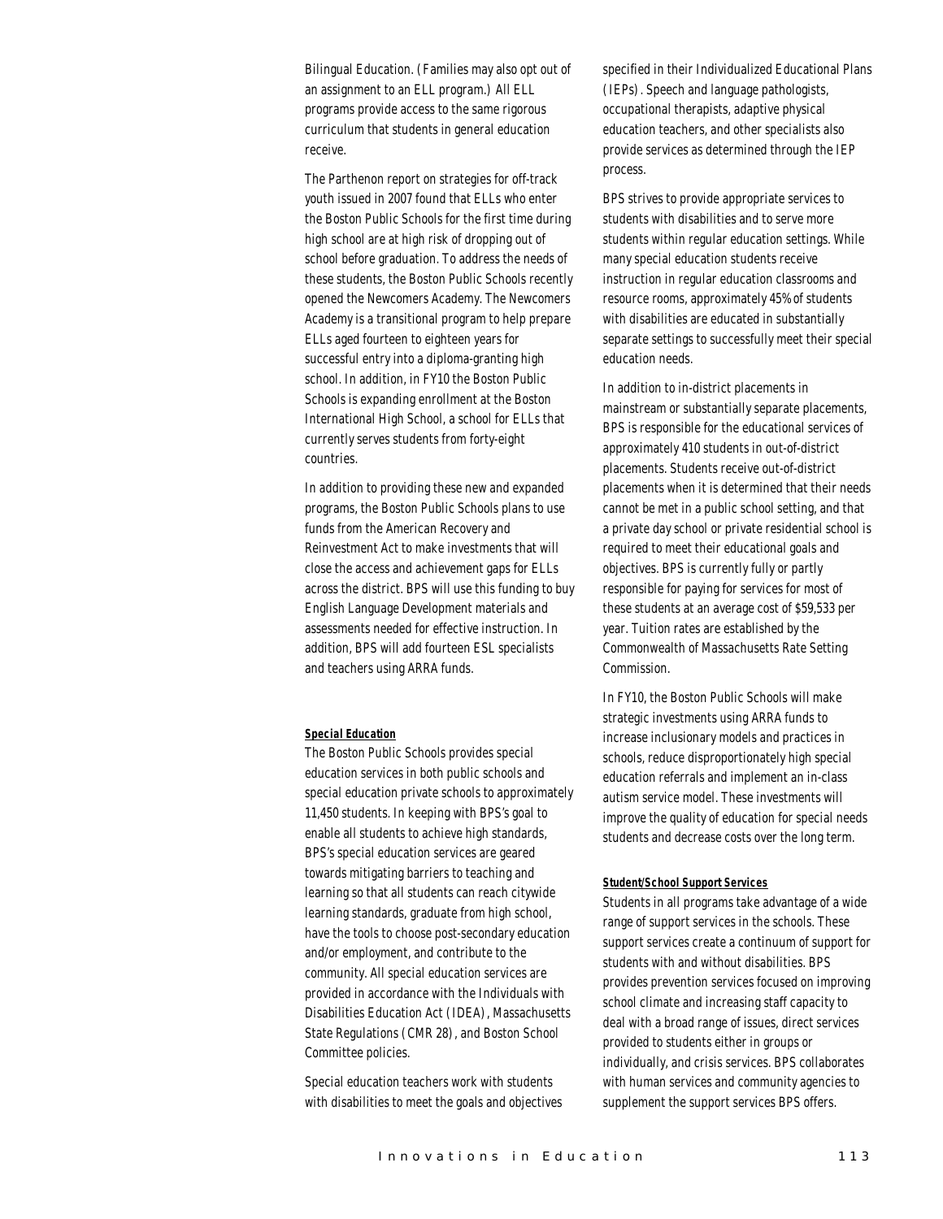Bilingual Education. (Families may also opt out of an assignment to an ELL program.) All ELL programs provide access to the same rigorous curriculum that students in general education receive.

The Parthenon report on strategies for off-track youth issued in 2007 found that ELLs who enter the Boston Public Schools for the first time during high school are at high risk of dropping out of school before graduation. To address the needs of these students, the Boston Public Schools recently opened the Newcomers Academy. The Newcomers Academy is a transitional program to help prepare ELLs aged fourteen to eighteen years for successful entry into a diploma-granting high school. In addition, in FY10 the Boston Public Schools is expanding enrollment at the Boston International High School, a school for ELLs that currently serves students from forty-eight countries.

In addition to providing these new and expanded programs, the Boston Public Schools plans to use funds from the American Recovery and Reinvestment Act to make investments that will close the access and achievement gaps for ELLs across the district. BPS will use this funding to buy English Language Development materials and assessments needed for effective instruction. In addition, BPS will add fourteen ESL specialists and teachers using ARRA funds.

#### Special Education

The Boston Public Schools provides special education services in both public schools and special education private schools to approximately 11,450 students. In keeping with BPS's goal to enable all students to achieve high standards, BPS's special education services are geared towards mitigating barriers to teaching and learning so that all students can reach citywide learning standards, graduate from high school, have the tools to choose post-secondary education and/or employment, and contribute to the community. All special education services are provided in accordance with the Individuals with Disabilities Education Act (IDEA), Massachusetts State Regulations (CMR 28), and Boston School Committee policies.

Special education teachers work with students with disabilities to meet the goals and objectives specified in their Individualized Educational Plans (IEPs). Speech and language pathologists, occupational therapists, adaptive physical education teachers, and other specialists also provide services as determined through the IEP process.

BPS strives to provide appropriate services to students with disabilities and to serve more students within regular education settings. While many special education students receive instruction in regular education classrooms and resource rooms, approximately 45% of students with disabilities are educated in substantially separate settings to successfully meet their special education needs.

In addition to in-district placements in mainstream or substantially separate placements, BPS is responsible for the educational services of approximately 410 students in out-of-district placements. Students receive out-of-district placements when it is determined that their needs cannot be met in a public school setting, and that a private day school or private residential school is required to meet their educational goals and objectives. BPS is currently fully or partly responsible for paying for services for most of these students at an average cost of $59,533 per year. Tuition rates are established by the Commonwealth of Massachusetts Rate Setting Commission.

In FY10, the Boston Public Schools will make strategic investments using ARRA funds to increase inclusionary models and practices in schools, reduce disproportionately high special education referrals and implement an in-class autism service model. These investments will improve the quality of education for special needs students and decrease costs over the long term.

#### Student/School Support Services

Students in all programs take advantage of a wide range of support services in the schools. These support services create a continuum of support for students with and without disabilities. BPS provides prevention services focused on improving school climate and increasing staff capacity to deal with a broad range of issues, direct services provided to students either in groups or individually, and crisis services. BPS collaborates with human services and community agencies to supplement the support services BPS offers.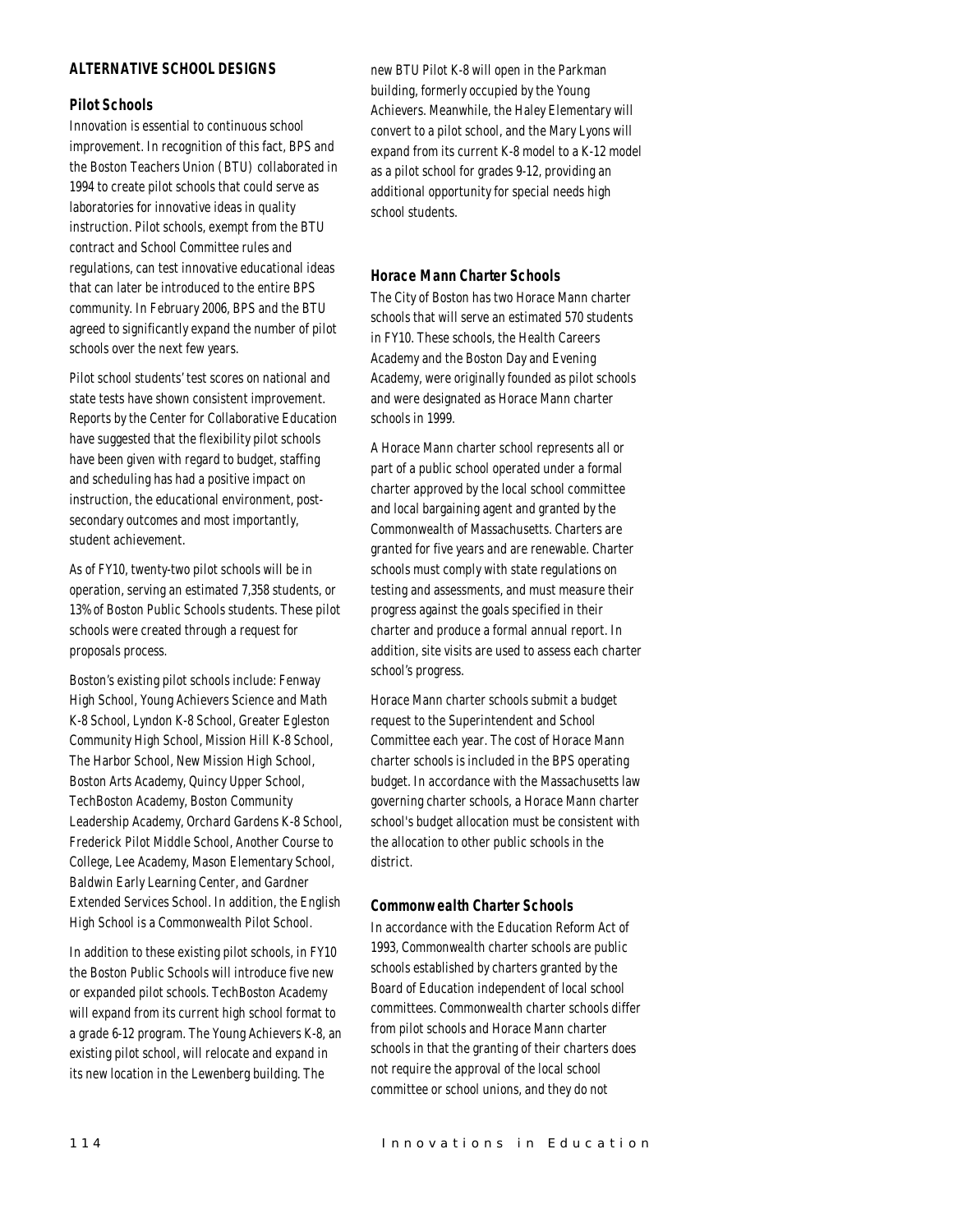## ALTERNATIVE SCHOOL DESIGNS

### Pilot Schools

Innovation is essential to continuous school improvement. In recognition of this fact, BPS and the Boston Teachers Union (BTU) collaborated in 1994 to create pilot schools that could serve as laboratories for innovative ideas in quality instruction. Pilot schools, exempt from the BTU contract and School Committee rules and regulations, can test innovative educational ideas that can later be introduced to the entire BPS community. In February 2006, BPS and the BTU agreed to significantly expand the number of pilot schools over the next few years.

Pilot school students' test scores on national and state tests have shown consistent improvement. Reports by the Center for Collaborative Education have suggested that the flexibility pilot schools have been given with regard to budget, staffing and scheduling has had a positive impact on instruction, the educational environment, post-secondary outcomes and most importantly, student achievement.

As of FY10, twenty-two pilot schools will be in operation, serving an estimated 7,358 students, or 13% of Boston Public Schools students. These pilot schools were created through a request for proposals process.

Boston's existing pilot schools include: Fenway High School, Young Achievers Science and Math K-8 School, Lyndon K-8 School, Greater Egleston Community High School, Mission Hill K-8 School, The Harbor School, New Mission High School, Boston Arts Academy, Quincy Upper School, TechBoston Academy, Boston Community Leadership Academy, Orchard Gardens K-8 School, Frederick Pilot Middle School, Another Course to College, Lee Academy, Mason Elementary School, Baldwin Early Learning Center, and Gardner Extended Services School. In addition, the English High School is a Commonwealth Pilot School.

In addition to these existing pilot schools, in FY10 the Boston Public Schools will introduce five new or expanded pilot schools. TechBoston Academy will expand from its current high school format to a grade 6-12 program. The Young Achievers K-8, an existing pilot school, will relocate and expand in its new location in the Lewenberg building. The new BTU Pilot K-8 will open in the Parkman building, formerly occupied by the Young Achievers. Meanwhile, the Haley Elementary will convert to a pilot school, and the Mary Lyons will expand from its current K-8 model to a K-12 model as a pilot school for grades 9-12, providing an additional opportunity for special needs high school students.

### Horace Mann Charter Schools

The City of Boston has two Horace Mann charter schools that will serve an estimated 570 students in FY10. These schools, the Health Careers Academy and the Boston Day and Evening Academy, were originally founded as pilot schools and were designated as Horace Mann charter schools in 1999.

A Horace Mann charter school represents all or part of a public school operated under a formal charter approved by the local school committee and local bargaining agent and granted by the Commonwealth of Massachusetts. Charters are granted for five years and are renewable. Charter schools must comply with state regulations on testing and assessments, and must measure their progress against the goals specified in their charter and produce a formal annual report. In addition, site visits are used to assess each charter school's progress.

Horace Mann charter schools submit a budget request to the Superintendent and School Committee each year. The cost of Horace Mann charter schools is included in the BPS operating budget. In accordance with the Massachusetts law governing charter schools, a Horace Mann charter school's budget allocation must be consistent with the allocation to other public schools in the district.

### Commonwealth Charter Schools

In accordance with the Education Reform Act of 1993, Commonwealth charter schools are public schools established by charters granted by the Board of Education independent of local school committees. Commonwealth charter schools differ from pilot schools and Horace Mann charter schools in that the granting of their charters does not require the approval of the local school committee or school unions, and they do not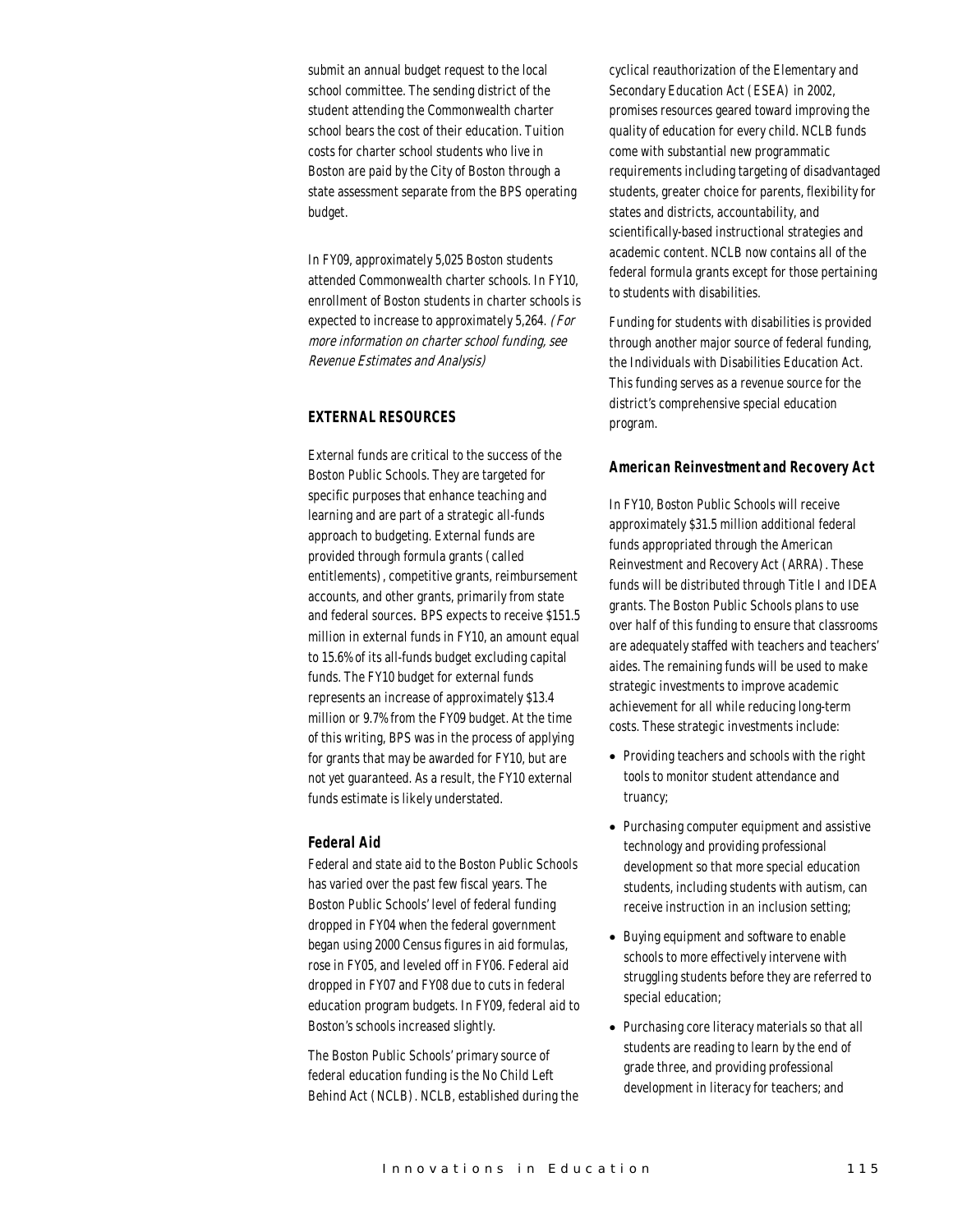submit an annual budget request to the local school committee. The sending district of the student attending the Commonwealth charter school bears the cost of their education. Tuition costs for charter school students who live in Boston are paid by the City of Boston through a state assessment separate from the BPS operating budget.

In FY09, approximately 5,025 Boston students attended Commonwealth charter schools. In FY10, enrollment of Boston students in charter schools is expected to increase to approximately 5,264. *(For more information on charter school funding, see Revenue Estimates and Analysis)*

### EXTERNAL RESOURCES

External funds are critical to the success of the Boston Public Schools. They are targeted for specific purposes that enhance teaching and learning and are part of a strategic all-funds approach to budgeting. External funds are provided through formula grants (called entitlements), competitive grants, reimbursement accounts, and other grants, primarily from state and federal sources. BPS expects to receive $151.5 million in external funds in FY10, an amount equal to 15.6% of its all-funds budget excluding capital funds. The FY10 budget for external funds represents an increase of approximately $13.4 million or 9.7% from the FY09 budget. At the time of this writing, BPS was in the process of applying for grants that may be awarded for FY10, but are not yet guaranteed. As a result, the FY10 external funds estimate is likely understated.

#### Federal Aid

Federal and state aid to the Boston Public Schools has varied over the past few fiscal years. The Boston Public Schools' level of federal funding dropped in FY04 when the federal government began using 2000 Census figures in aid formulas, rose in FY05, and leveled off in FY06. Federal aid dropped in FY07 and FY08 due to cuts in federal education program budgets. In FY09, federal aid to Boston's schools increased slightly.

The Boston Public Schools' primary source of federal education funding is the No Child Left Behind Act (NCLB). NCLB, established during the cyclical reauthorization of the Elementary and Secondary Education Act (ESEA) in 2002, promises resources geared toward improving the quality of education for every child. NCLB funds come with substantial new programmatic requirements including targeting of disadvantaged students, greater choice for parents, flexibility for states and districts, accountability, and scientifically-based instructional strategies and academic content. NCLB now contains all of the federal formula grants except for those pertaining to students with disabilities.

Funding for students with disabilities is provided through another major source of federal funding, the Individuals with Disabilities Education Act. This funding serves as a revenue source for the district's comprehensive special education program.

#### American Reinvestment and Recovery Act

In FY10, Boston Public Schools will receive approximately $31.5 million additional federal funds appropriated through the American Reinvestment and Recovery Act (ARRA). These funds will be distributed through Title I and IDEA grants. The Boston Public Schools plans to use over half of this funding to ensure that classrooms are adequately staffed with teachers and teachers' aides. The remaining funds will be used to make strategic investments to improve academic achievement for all while reducing long-term costs. These strategic investments include:

- Providing teachers and schools with the right tools to monitor student attendance and truancy;
- Purchasing computer equipment and assistive technology and providing professional development so that more special education students, including students with autism, can receive instruction in an inclusion setting;
- Buying equipment and software to enable schools to more effectively intervene with struggling students before they are referred to special education;
- Purchasing core literacy materials so that all students are reading to learn by the end of grade three, and providing professional development in literacy for teachers; and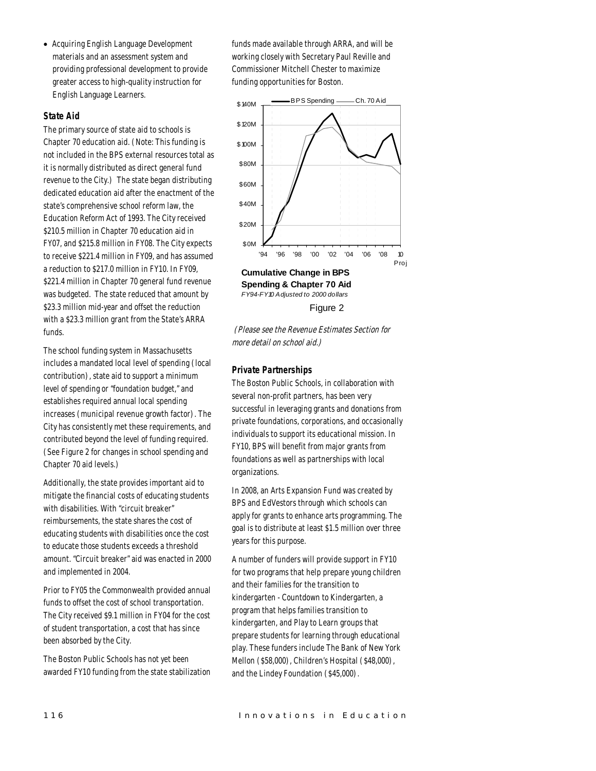- Acquiring English Language Development materials and an assessment system and providing professional development to provide greater access to high-quality instruction for English Language Learners.

### State Aid

The primary source of state aid to schools is Chapter 70 education aid. (Note: This funding is not included in the BPS external resources total as it is normally distributed as direct general fund revenue to the City.) The state began distributing dedicated education aid after the enactment of the state's comprehensive school reform law, the Education Reform Act of 1993. The City received $210.5 million in Chapter 70 education aid in FY07, and $215.8 million in FY08. The City expects to receive $221.4 million in FY09, and has assumed a reduction to $217.0 million in FY10. In FY09, $221.4 million in Chapter 70 general fund revenue was budgeted. The state reduced that amount by $23.3 million mid-year and offset the reduction with a $23.3 million grant from the State's ARRA funds.

The school funding system in Massachusetts includes a mandated local level of spending (local contribution), state aid to support a minimum level of spending or "foundation budget," and establishes required annual local spending increases (municipal revenue growth factor). The City has consistently met these requirements, and contributed beyond the level of funding required. (See Figure 2 for changes in school spending and Chapter 70 aid levels.)

Additionally, the state provides important aid to mitigate the financial costs of educating students with disabilities. With "circuit breaker" reimbursements, the state shares the cost of educating students with disabilities once the cost to educate those students exceeds a threshold amount. "Circuit breaker" aid was enacted in 2000 and implemented in 2004.

Prior to FY05 the Commonwealth provided annual funds to offset the cost of school transportation. The City received $9.1 million in FY04 for the cost of student transportation, a cost that has since been absorbed by the City.

The Boston Public Schools has not yet been awarded FY10 funding from the state stabilization funds made available through ARRA, and will be working closely with Secretary Paul Reville and Commissioner Mitchell Chester to maximize funding opportunities for Boston.

**Cumulative Change in BPS Spending & Chapter 70 Aid**
*FY94-FY10 Adjusted to 2000 dollars*

Figure 2

*(Please see the Revenue Estimates Section for more detail on school aid.)*

### Private Partnerships

The Boston Public Schools, in collaboration with several non-profit partners, has been very successful in leveraging grants and donations from private foundations, corporations, and occasionally individuals to support its educational mission. In FY10, BPS will benefit from major grants from foundations as well as partnerships with local organizations.

In 2008, an Arts Expansion Fund was created by BPS and EdVestors through which schools can apply for grants to enhance arts programming. The goal is to distribute at least $1.5 million over three years for this purpose.

A number of funders will provide support in FY10 for two programs that help prepare young children and their families for the transition to kindergarten - Countdown to Kindergarten, a program that helps families transition to kindergarten, and Play to Learn groups that prepare students for learning through educational play. These funders include The Bank of New York Mellon ($58,000), Children's Hospital ($48,000), and the Lindey Foundation ($45,000).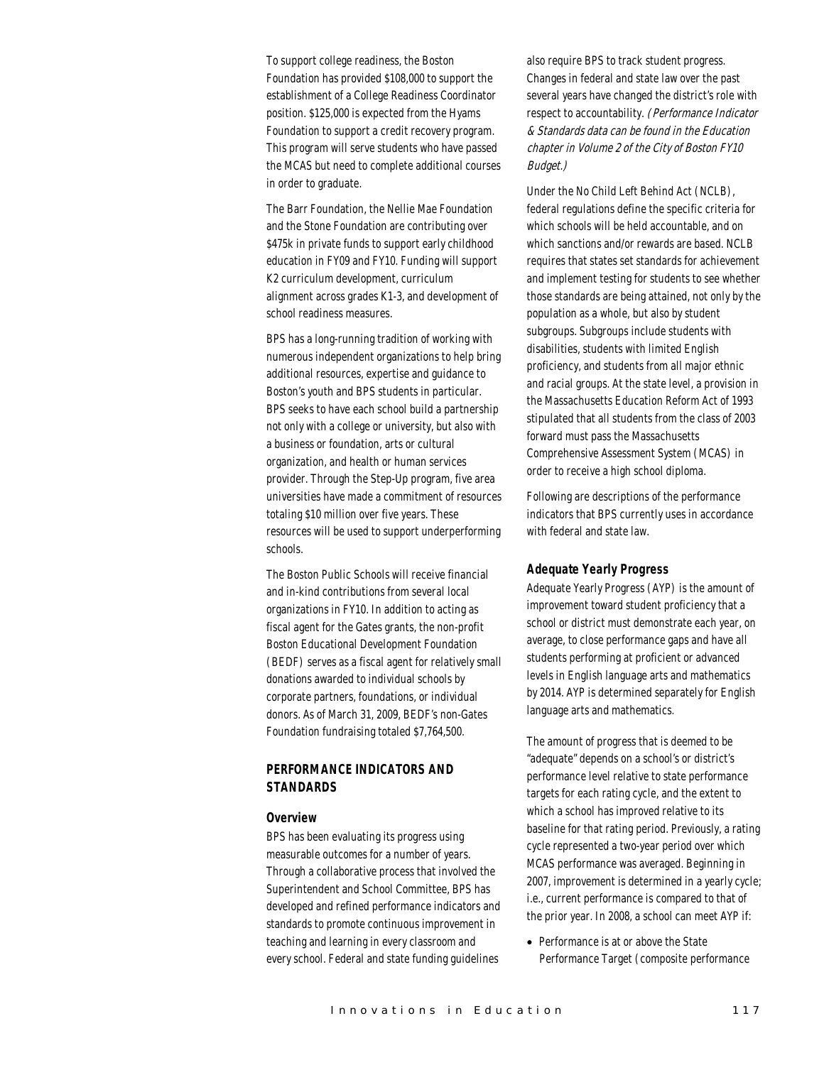To support college readiness, the Boston Foundation has provided $108,000 to support the establishment of a College Readiness Coordinator position. $125,000 is expected from the Hyams Foundation to support a credit recovery program. This program will serve students who have passed the MCAS but need to complete additional courses in order to graduate.

The Barr Foundation, the Nellie Mae Foundation and the Stone Foundation are contributing over $475k in private funds to support early childhood education in FY09 and FY10. Funding will support K2 curriculum development, curriculum alignment across grades K1-3, and development of school readiness measures.

BPS has a long-running tradition of working with numerous independent organizations to help bring additional resources, expertise and guidance to Boston's youth and BPS students in particular. BPS seeks to have each school build a partnership not only with a college or university, but also with a business or foundation, arts or cultural organization, and health or human services provider. Through the Step-Up program, five area universities have made a commitment of resources totaling $10 million over five years. These resources will be used to support underperforming schools.

The Boston Public Schools will receive financial and in-kind contributions from several local organizations in FY10. In addition to acting as fiscal agent for the Gates grants, the non-profit Boston Educational Development Foundation (BEDF) serves as a fiscal agent for relatively small donations awarded to individual schools by corporate partners, foundations, or individual donors. As of March 31, 2009, BEDF's non-Gates Foundation fundraising totaled $7,764,500.

## PERFORMANCE INDICATORS AND STANDARDS

### Overview

BPS has been evaluating its progress using measurable outcomes for a number of years. Through a collaborative process that involved the Superintendent and School Committee, BPS has developed and refined performance indicators and standards to promote continuous improvement in teaching and learning in every classroom and every school. Federal and state funding guidelines also require BPS to track student progress. Changes in federal and state law over the past several years have changed the district's role with respect to accountability. *(Performance Indicator & Standards data can be found in the Education chapter in Volume 2 of the City of Boston FY10 Budget.)*

Under the No Child Left Behind Act (NCLB), federal regulations define the specific criteria for which schools will be held accountable, and on which sanctions and/or rewards are based. NCLB requires that states set standards for achievement and implement testing for students to see whether those standards are being attained, not only by the population as a whole, but also by student subgroups. Subgroups include students with disabilities, students with limited English proficiency, and students from all major ethnic and racial groups. At the state level, a provision in the Massachusetts Education Reform Act of 1993 stipulated that all students from the class of 2003 forward must pass the Massachusetts Comprehensive Assessment System (MCAS) in order to receive a high school diploma.

Following are descriptions of the performance indicators that BPS currently uses in accordance with federal and state law.

### Adequate Yearly Progress

Adequate Yearly Progress (AYP) is the amount of improvement toward student proficiency that a school or district must demonstrate each year, on average, to close performance gaps and have all students performing at proficient or advanced levels in English language arts and mathematics by 2014. AYP is determined separately for English language arts and mathematics.

The amount of progress that is deemed to be "adequate" depends on a school's or district's performance level relative to state performance targets for each rating cycle, and the extent to which a school has improved relative to its baseline for that rating period. Previously, a rating cycle represented a two-year period over which MCAS performance was averaged. Beginning in 2007, improvement is determined in a yearly cycle; i.e., current performance is compared to that of the prior year. In 2008, a school can meet AYP if:

- Performance is at or above the State Performance Target (composite performance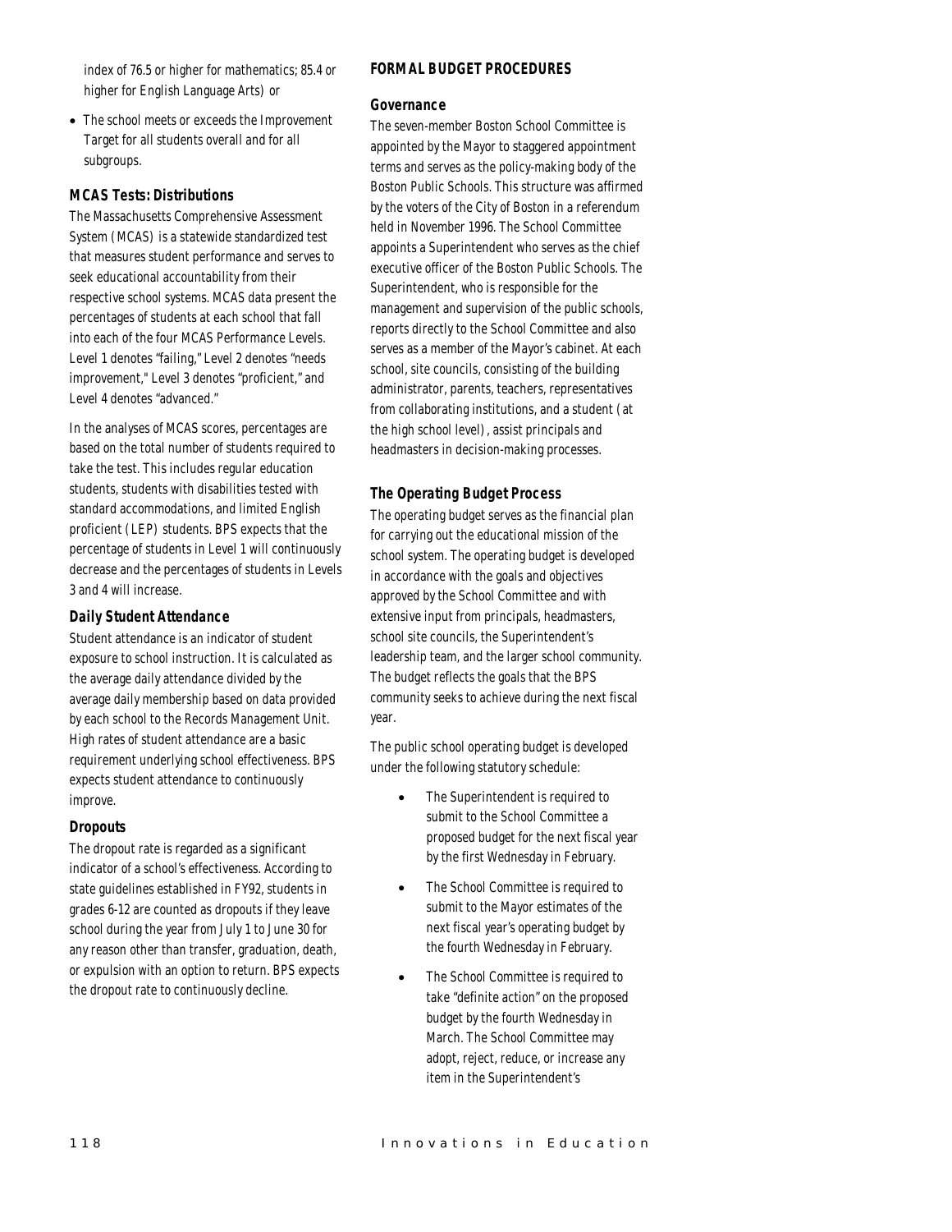index of 76.5 or higher for mathematics; 85.4 or higher for English Language Arts) or

- The school meets or exceeds the Improvement Target for all students overall and for all subgroups.

### MCAS Tests: Distributions

The Massachusetts Comprehensive Assessment System (MCAS) is a statewide standardized test that measures student performance and serves to seek educational accountability from their respective school systems. MCAS data present the percentages of students at each school that fall into each of the four MCAS Performance Levels. Level 1 denotes "failing," Level 2 denotes "needs improvement," Level 3 denotes "proficient," and Level 4 denotes "advanced."

In the analyses of MCAS scores, percentages are based on the total number of students required to take the test. This includes regular education students, students with disabilities tested with standard accommodations, and limited English proficient (LEP) students. BPS expects that the percentage of students in Level 1 will continuously decrease and the percentages of students in Levels 3 and 4 will increase.

### Daily Student Attendance

Student attendance is an indicator of student exposure to school instruction. It is calculated as the average daily attendance divided by the average daily membership based on data provided by each school to the Records Management Unit. High rates of student attendance are a basic requirement underlying school effectiveness. BPS expects student attendance to continuously improve.

### Dropouts

The dropout rate is regarded as a significant indicator of a school's effectiveness. According to state guidelines established in FY92, students in grades 6-12 are counted as dropouts if they leave school during the year from July 1 to June 30 for any reason other than transfer, graduation, death, or expulsion with an option to return. BPS expects the dropout rate to continuously decline.

## FORMAL BUDGET PROCEDURES

### Governance

The seven-member Boston School Committee is appointed by the Mayor to staggered appointment terms and serves as the policy-making body of the Boston Public Schools. This structure was affirmed by the voters of the City of Boston in a referendum held in November 1996. The School Committee appoints a Superintendent who serves as the chief executive officer of the Boston Public Schools. The Superintendent, who is responsible for the management and supervision of the public schools, reports directly to the School Committee and also serves as a member of the Mayor's cabinet. At each school, site councils, consisting of the building administrator, parents, teachers, representatives from collaborating institutions, and a student (at the high school level), assist principals and headmasters in decision-making processes.

### The Operating Budget Process

The operating budget serves as the financial plan for carrying out the educational mission of the school system. The operating budget is developed in accordance with the goals and objectives approved by the School Committee and with extensive input from principals, headmasters, school site councils, the Superintendent's leadership team, and the larger school community. The budget reflects the goals that the BPS community seeks to achieve during the next fiscal year.

The public school operating budget is developed under the following statutory schedule:

- The Superintendent is required to submit to the School Committee a proposed budget for the next fiscal year by the first Wednesday in February.
- The School Committee is required to submit to the Mayor estimates of the next fiscal year's operating budget by the fourth Wednesday in February.
- The School Committee is required to take "definite action" on the proposed budget by the fourth Wednesday in March. The School Committee may adopt, reject, reduce, or increase any item in the Superintendent's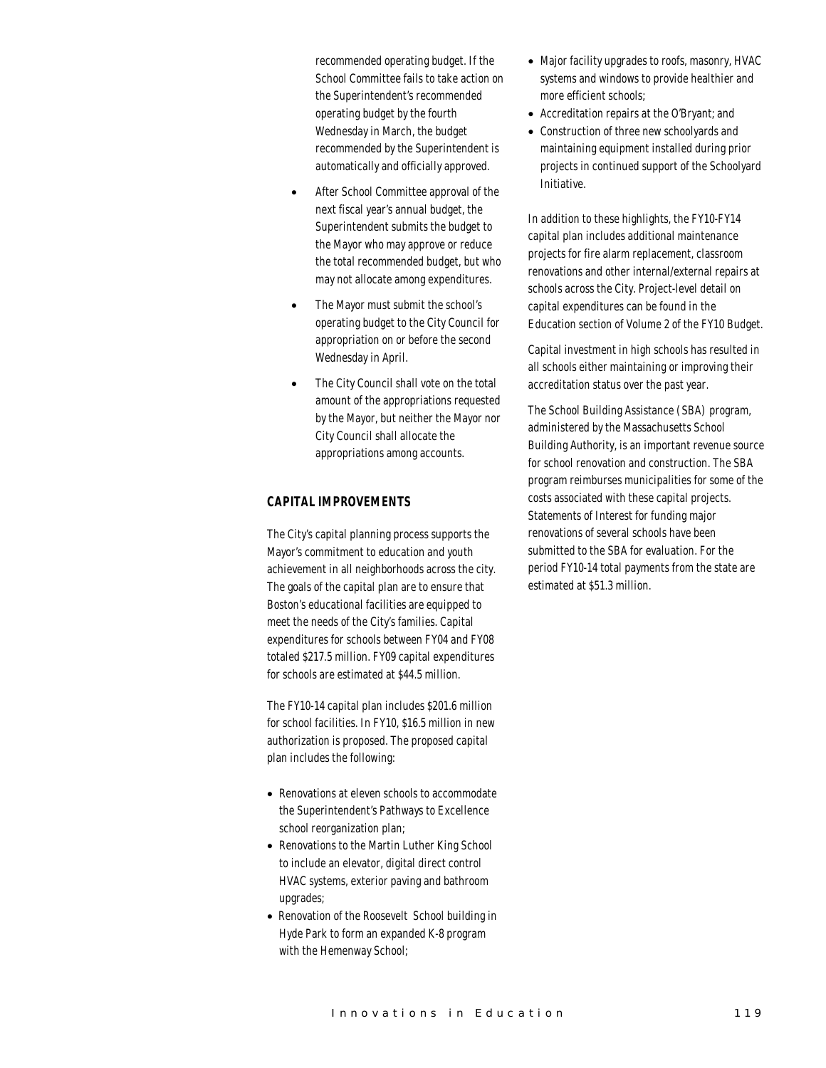recommended operating budget. If the School Committee fails to take action on the Superintendent's recommended operating budget by the fourth Wednesday in March, the budget recommended by the Superintendent is automatically and officially approved.

- After School Committee approval of the next fiscal year's annual budget, the Superintendent submits the budget to the Mayor who may approve or reduce the total recommended budget, but who may not allocate among expenditures.
- The Mayor must submit the school's operating budget to the City Council for appropriation on or before the second Wednesday in April.
- The City Council shall vote on the total amount of the appropriations requested by the Mayor, but neither the Mayor nor City Council shall allocate the appropriations among accounts.

### CAPITAL IMPROVEMENTS

The City's capital planning process supports the Mayor's commitment to education and youth achievement in all neighborhoods across the city. The goals of the capital plan are to ensure that Boston's educational facilities are equipped to meet the needs of the City's families. Capital expenditures for schools between FY04 and FY08 totaled $217.5 million. FY09 capital expenditures for schools are estimated at $44.5 million.

The FY10-14 capital plan includes $201.6 million for school facilities. In FY10, $16.5 million in new authorization is proposed. The proposed capital plan includes the following:

- Renovations at eleven schools to accommodate the Superintendent's Pathways to Excellence school reorganization plan;
- Renovations to the Martin Luther King School to include an elevator, digital direct control HVAC systems, exterior paving and bathroom upgrades;
- Renovation of the Roosevelt School building in Hyde Park to form an expanded K-8 program with the Hemenway School;
- Major facility upgrades to roofs, masonry, HVAC systems and windows to provide healthier and more efficient schools;
- Accreditation repairs at the O'Bryant; and
- Construction of three new schoolyards and maintaining equipment installed during prior projects in continued support of the Schoolyard Initiative.

In addition to these highlights, the FY10-FY14 capital plan includes additional maintenance projects for fire alarm replacement, classroom renovations and other internal/external repairs at schools across the City. Project-level detail on capital expenditures can be found in the Education section of Volume 2 of the FY10 Budget.

Capital investment in high schools has resulted in all schools either maintaining or improving their accreditation status over the past year.

The School Building Assistance (SBA) program, administered by the Massachusetts School Building Authority, is an important revenue source for school renovation and construction. The SBA program reimburses municipalities for some of the costs associated with these capital projects. Statements of Interest for funding major renovations of several schools have been submitted to the SBA for evaluation. For the period FY10-14 total payments from the state are estimated at $51.3 million.